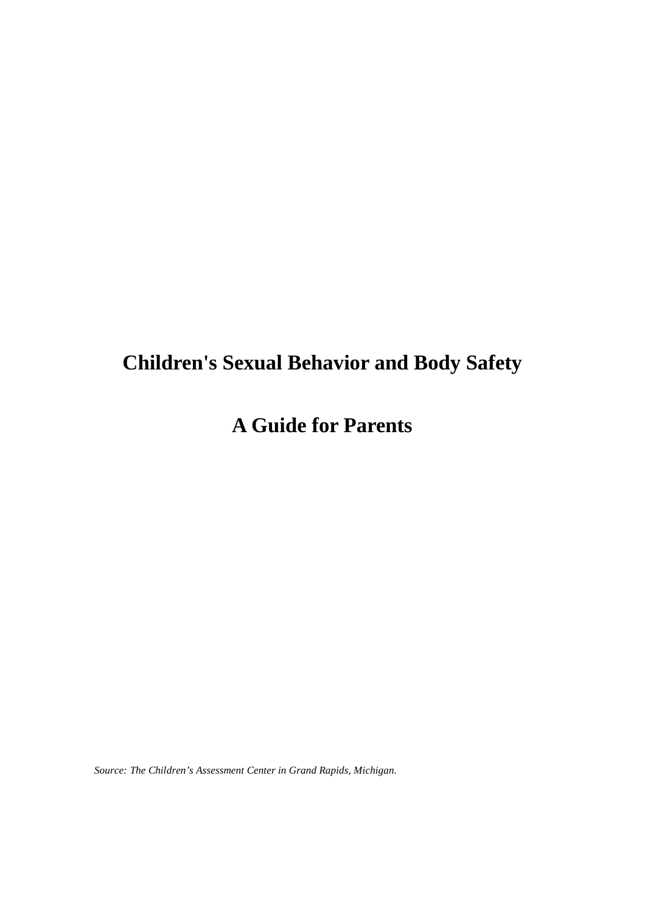# Children's Sexual Behavior and Body Safety

# A Guide for Parents

*Source: The Children's Assessment Center in Grand Rapids, Michigan.*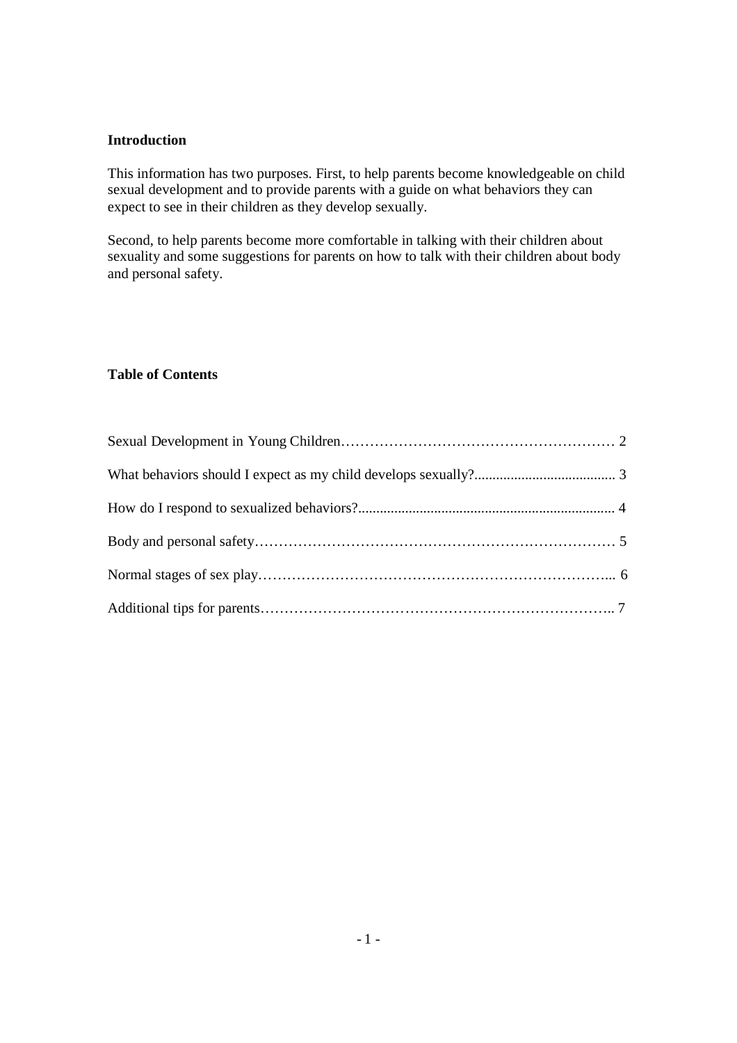**Introduction**

This information has two purposes. First, to help parents become knowledgeable on child sexual development and to provide parents with a guide on what behaviors they can expect to see in their children as they develop sexually.

Second, to help parents become more comfortable in talking with their children about sexuality and some suggestions for parents on how to talk with their children about body and personal safety.

**Table of Contents**

Sexual Development in Young Children…………………………………………………… 2

What behaviors should I expect as my child develops sexually?....................................... 3

How do I respond to sexualized behaviors?...................................................................... 4

Body and personal safety………………………………………………………………… 5

Normal stages of sex play……………………………………………………………….... 6

Additional tips for parents……………………………………………………………….. 7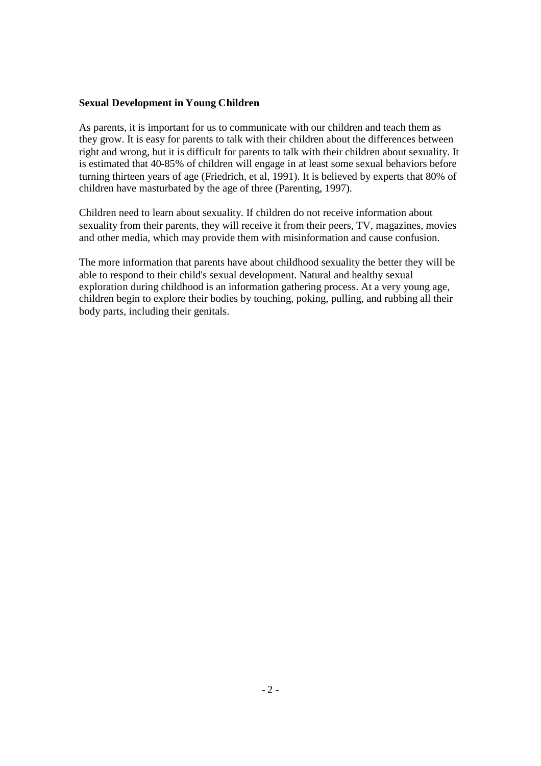**Sexual Development in Young Children**

As parents, it is important for us to communicate with our children and teach them as they grow. It is easy for parents to talk with their children about the differences between right and wrong, but it is difficult for parents to talk with their children about sexuality. It is estimated that 40-85% of children will engage in at least some sexual behaviors before turning thirteen years of age (Friedrich, et al, 1991). It is believed by experts that 80% of children have masturbated by the age of three (Parenting, 1997).

Children need to learn about sexuality. If children do not receive information about sexuality from their parents, they will receive it from their peers, TV, magazines, movies and other media, which may provide them with misinformation and cause confusion.

The more information that parents have about childhood sexuality the better they will be able to respond to their child's sexual development. Natural and healthy sexual exploration during childhood is an information gathering process. At a very young age, children begin to explore their bodies by touching, poking, pulling, and rubbing all their body parts, including their genitals.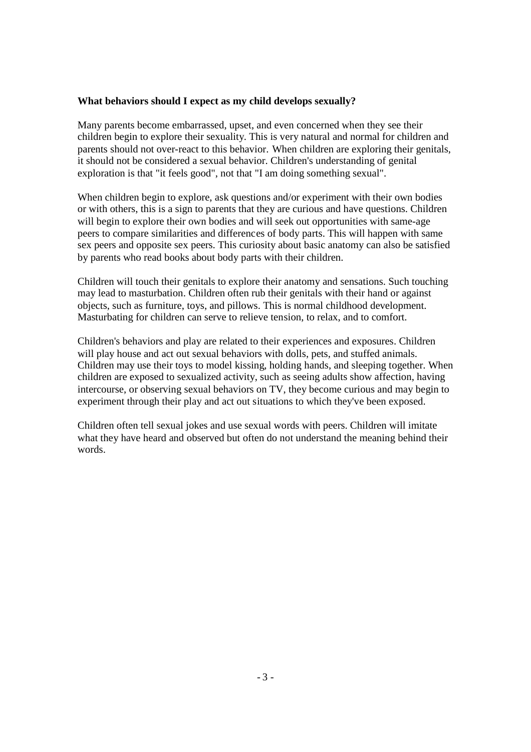**What behaviors should I expect as my child develops sexually?**

Many parents become embarrassed, upset, and even concerned when they see their children begin to explore their sexuality. This is very natural and normal for children and parents should not over-react to this behavior. When children are exploring their genitals, it should not be considered a sexual behavior. Children's understanding of genital exploration is that "it feels good", not that "I am doing something sexual".

When children begin to explore, ask questions and/or experiment with their own bodies or with others, this is a sign to parents that they are curious and have questions. Children will begin to explore their own bodies and will seek out opportunities with same-age peers to compare similarities and differences of body parts. This will happen with same sex peers and opposite sex peers. This curiosity about basic anatomy can also be satisfied by parents who read books about body parts with their children.

Children will touch their genitals to explore their anatomy and sensations. Such touching may lead to masturbation. Children often rub their genitals with their hand or against objects, such as furniture, toys, and pillows. This is normal childhood development. Masturbating for children can serve to relieve tension, to relax, and to comfort.

Children's behaviors and play are related to their experiences and exposures. Children will play house and act out sexual behaviors with dolls, pets, and stuffed animals. Children may use their toys to model kissing, holding hands, and sleeping together. When children are exposed to sexualized activity, such as seeing adults show affection, having intercourse, or observing sexual behaviors on TV, they become curious and may begin to experiment through their play and act out situations to which they've been exposed.

Children often tell sexual jokes and use sexual words with peers. Children will imitate what they have heard and observed but often do not understand the meaning behind their words.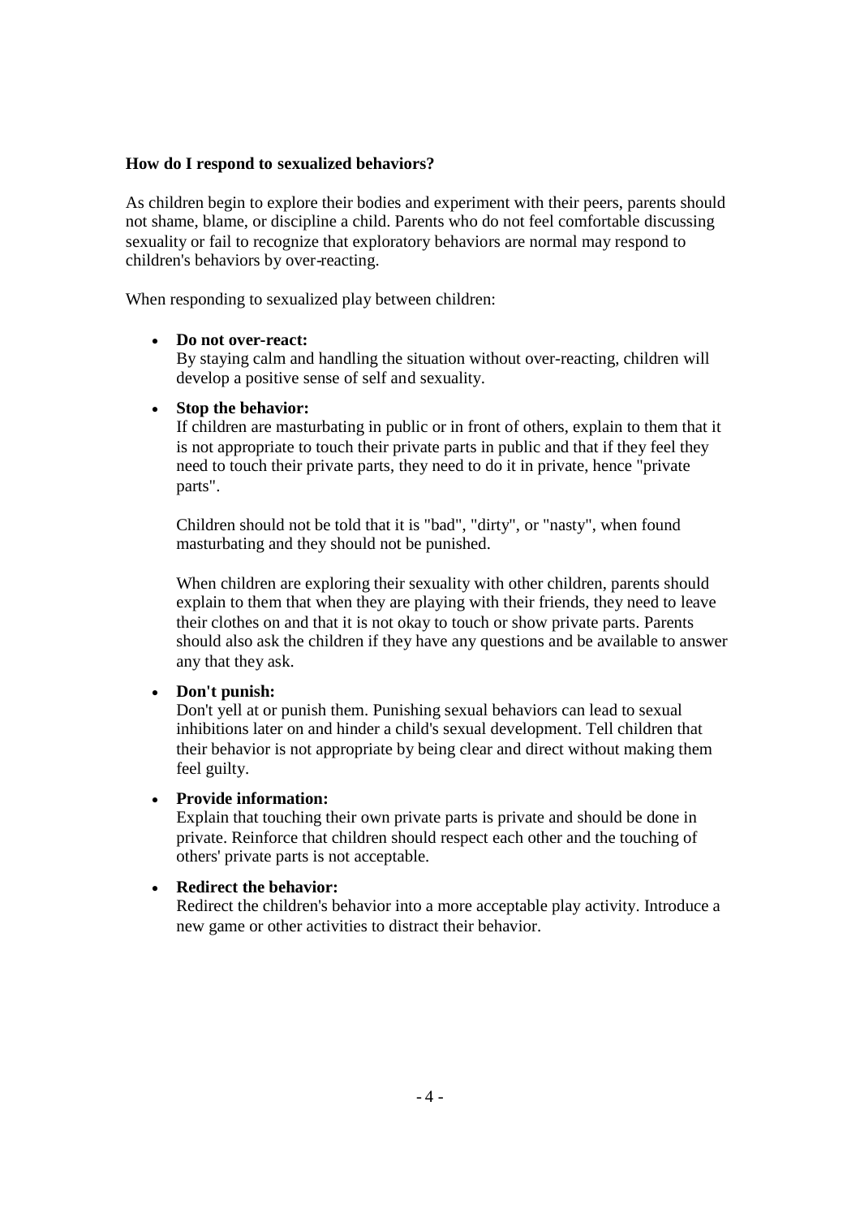**How do I respond to sexualized behaviors?**

As children begin to explore their bodies and experiment with their peers, parents should not shame, blame, or discipline a child. Parents who do not feel comfortable discussing sexuality or fail to recognize that exploratory behaviors are normal may respond to children's behaviors by over-reacting.

When responding to sexualized play between children:

- **Do not over-react:**
  By staying calm and handling the situation without over-reacting, children will develop a positive sense of self and sexuality.

- **Stop the behavior:**
  If children are masturbating in public or in front of others, explain to them that it is not appropriate to touch their private parts in public and that if they feel they need to touch their private parts, they need to do it in private, hence "private parts".

  Children should not be told that it is "bad", "dirty", or "nasty", when found masturbating and they should not be punished.

  When children are exploring their sexuality with other children, parents should explain to them that when they are playing with their friends, they need to leave their clothes on and that it is not okay to touch or show private parts. Parents should also ask the children if they have any questions and be available to answer any that they ask.

- **Don't punish:**
  Don't yell at or punish them. Punishing sexual behaviors can lead to sexual inhibitions later on and hinder a child's sexual development. Tell children that their behavior is not appropriate by being clear and direct without making them feel guilty.

- **Provide information:**
  Explain that touching their own private parts is private and should be done in private. Reinforce that children should respect each other and the touching of others' private parts is not acceptable.

- **Redirect the behavior:**
  Redirect the children's behavior into a more acceptable play activity. Introduce a new game or other activities to distract their behavior.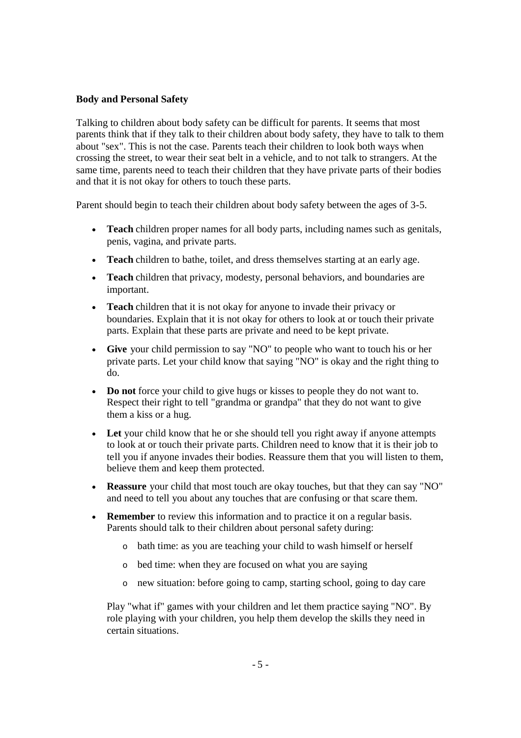**Body and Personal Safety**

Talking to children about body safety can be difficult for parents. It seems that most parents think that if they talk to their children about body safety, they have to talk to them about "sex". This is not the case. Parents teach their children to look both ways when crossing the street, to wear their seat belt in a vehicle, and to not talk to strangers. At the same time, parents need to teach their children that they have private parts of their bodies and that it is not okay for others to touch these parts.

Parent should begin to teach their children about body safety between the ages of 3-5.

- **Teach** children proper names for all body parts, including names such as genitals, penis, vagina, and private parts.
- **Teach** children to bathe, toilet, and dress themselves starting at an early age.
- **Teach** children that privacy, modesty, personal behaviors, and boundaries are important.
- **Teach** children that it is not okay for anyone to invade their privacy or boundaries. Explain that it is not okay for others to look at or touch their private parts. Explain that these parts are private and need to be kept private.
- **Give** your child permission to say "NO" to people who want to touch his or her private parts. Let your child know that saying "NO" is okay and the right thing to do.
- **Do not** force your child to give hugs or kisses to people they do not want to. Respect their right to tell "grandma or grandpa" that they do not want to give them a kiss or a hug.
- **Let** your child know that he or she should tell you right away if anyone attempts to look at or touch their private parts. Children need to know that it is their job to tell you if anyone invades their bodies. Reassure them that you will listen to them, believe them and keep them protected.
- **Reassure** your child that most touch are okay touches, but that they can say "NO" and need to tell you about any touches that are confusing or that scare them.
- **Remember** to review this information and to practice it on a regular basis. Parents should talk to their children about personal safety during:
  - bath time: as you are teaching your child to wash himself or herself
  - bed time: when they are focused on what you are saying
  - new situation: before going to camp, starting school, going to day care

  Play "what if" games with your children and let them practice saying "NO". By role playing with your children, you help them develop the skills they need in certain situations.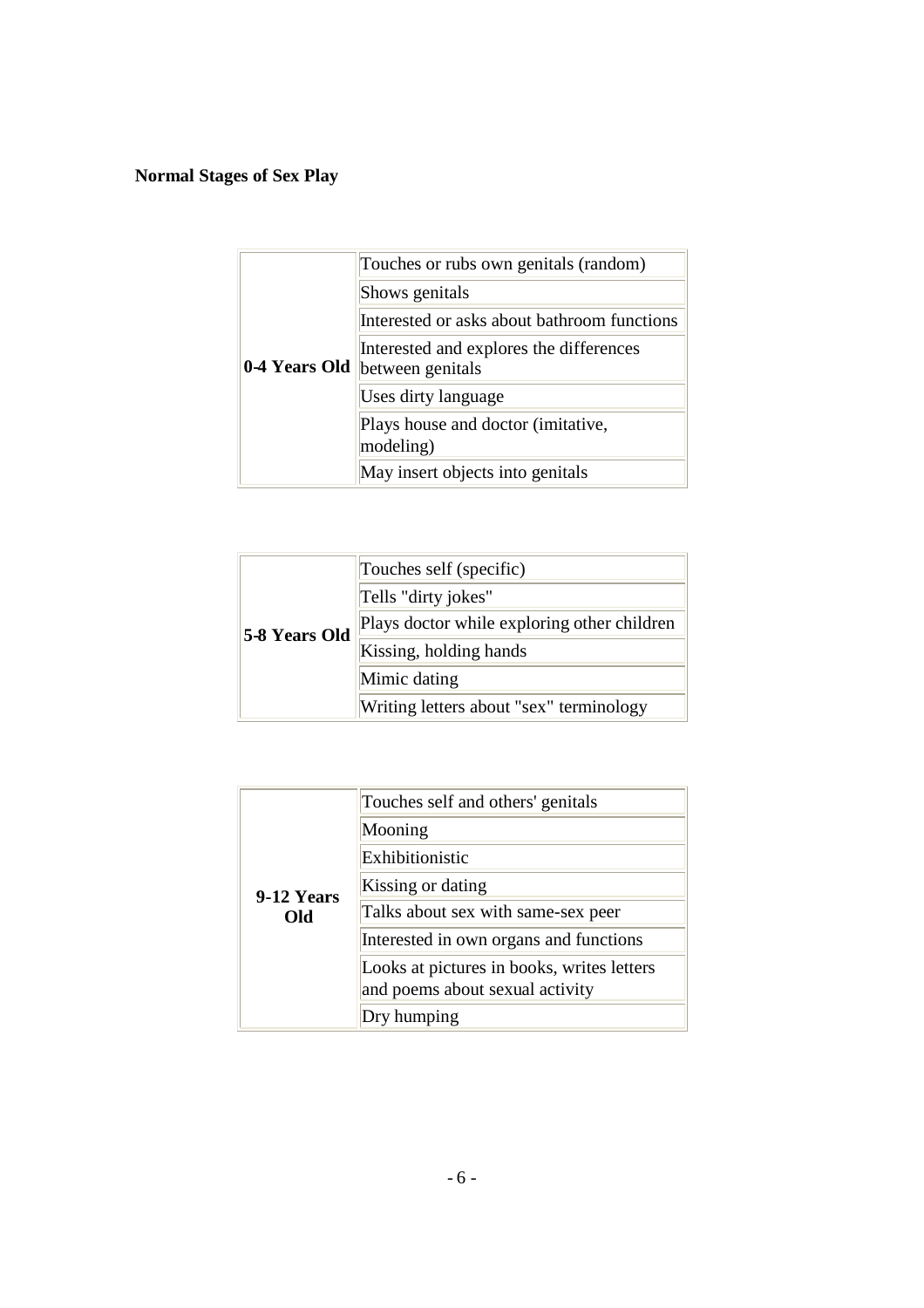**Normal Stages of Sex Play**

| | |
|---|---|
| **0-4 Years Old** | Touches or rubs own genitals (random) |
| | Shows genitals |
| | Interested or asks about bathroom functions |
| | Interested and explores the differences between genitals |
| | Uses dirty language |
| | Plays house and doctor (imitative, modeling) |
| | May insert objects into genitals |

| | |
|---|---|
| **5-8 Years Old** | Touches self (specific) |
| | Tells "dirty jokes" |
| | Plays doctor while exploring other children |
| | Kissing, holding hands |
| | Mimic dating |
| | Writing letters about "sex" terminology |

| | |
|---|---|
| **9-12 Years Old** | Touches self and others' genitals |
| | Mooning |
| | Exhibitionistic |
| | Kissing or dating |
| | Talks about sex with same-sex peer |
| | Interested in own organs and functions |
| | Looks at pictures in books, writes letters and poems about sexual activity |
| | Dry humping |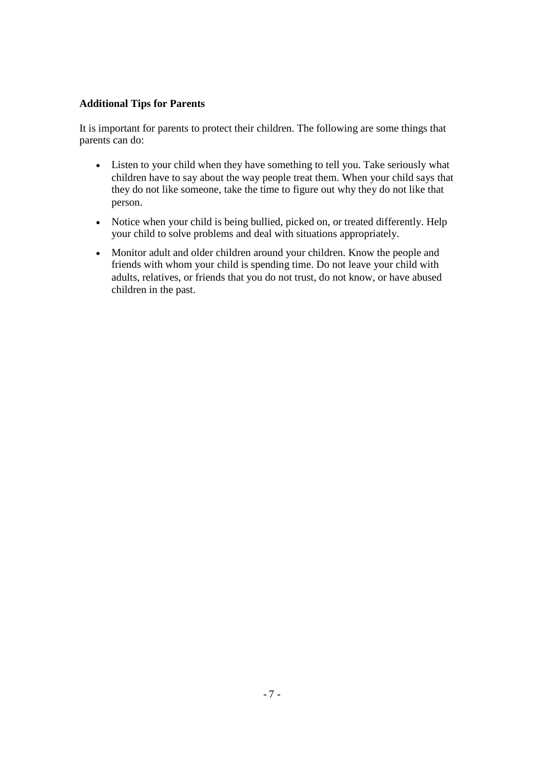**Additional Tips for Parents**

It is important for parents to protect their children. The following are some things that parents can do:

- Listen to your child when they have something to tell you. Take seriously what children have to say about the way people treat them. When your child says that they do not like someone, take the time to figure out why they do not like that person.
- Notice when your child is being bullied, picked on, or treated differently. Help your child to solve problems and deal with situations appropriately.
- Monitor adult and older children around your children. Know the people and friends with whom your child is spending time. Do not leave your child with adults, relatives, or friends that you do not trust, do not know, or have abused children in the past.